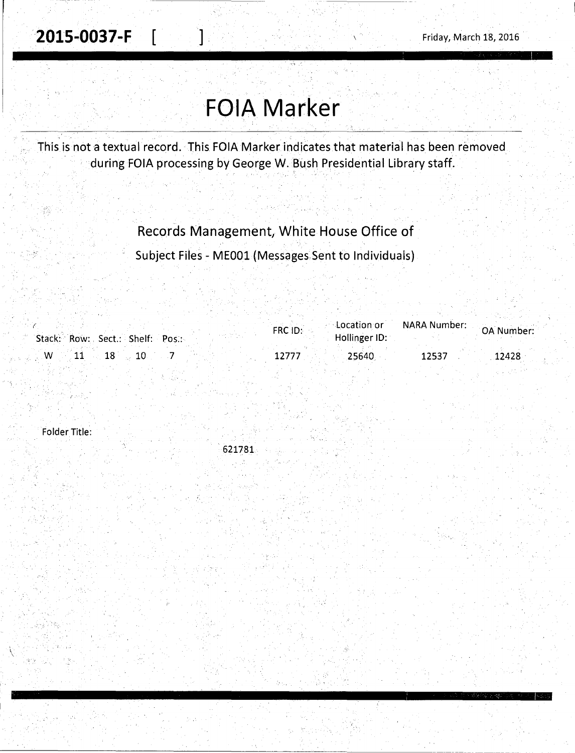**2015-0037-F** [ ]

Friday, March 18, 2016

# FOIA Marker

This is not a textual record. This FOIA Marker indicates that material has been removed during FOIA processing by George W. Bush Presidential Library staff.

## Records Management, White House Office of

### Subject Files - ME001 (Messages Sent to Individuals)

| Stack: | Row: | Sect.: | Shelf: | Pos.: | FRC ID: | Location or Hollinger ID: | NARA Number: | OA Number: |
|---|---|---|---|---|---|---|---|---|
| W | 11 | 18 | 10 | 7 | 12777 | 25640 | 12537 | 12428 |

Folder Title:

621781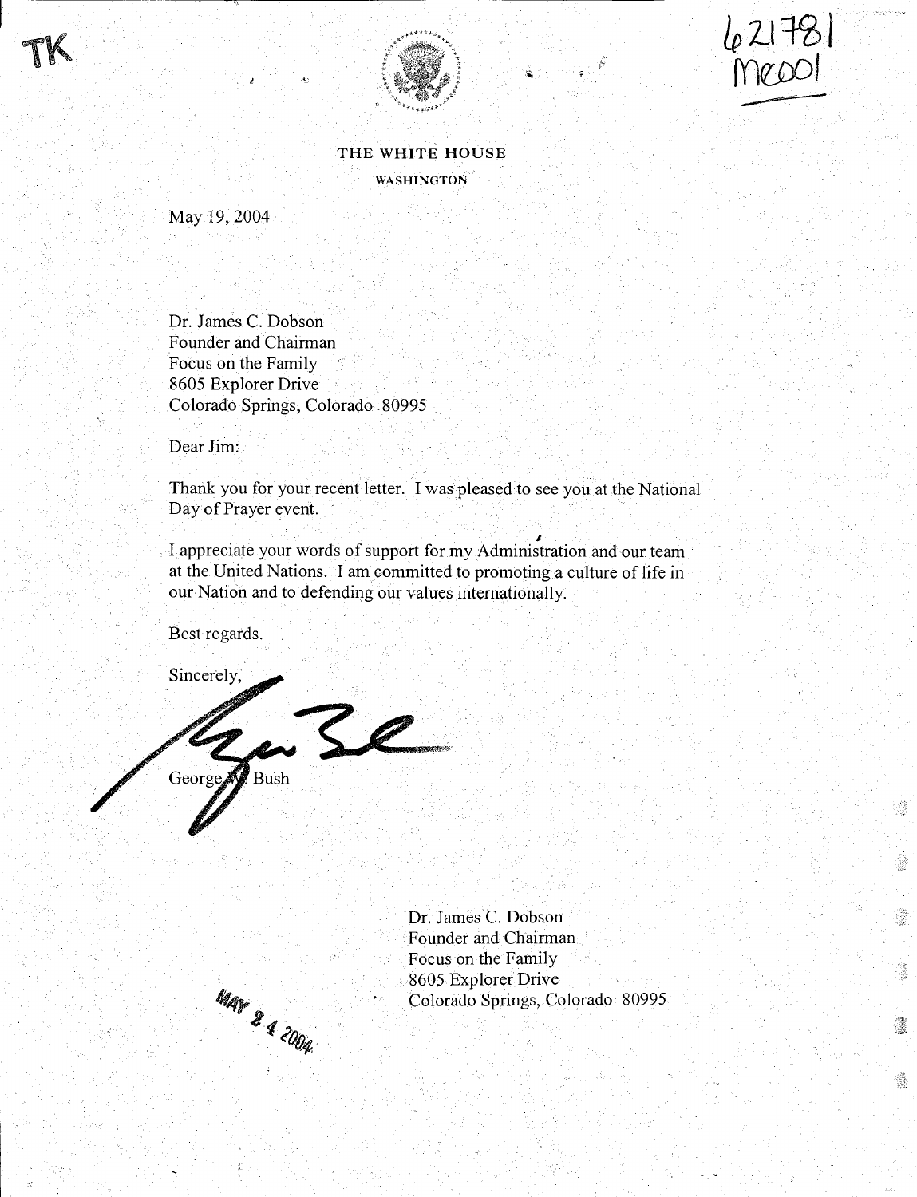TK

621781
ME001

THE WHITE HOUSE

WASHINGTON

May 19, 2004

Dr. James C. Dobson
Founder and Chairman
Focus on the Family
8605 Explorer Drive
Colorado Springs, Colorado 80995

Dear Jim:

Thank you for your recent letter. I was pleased to see you at the National Day of Prayer event.

I appreciate your words of support for my Administration and our team at the United Nations. I am committed to promoting a culture of life in our Nation and to defending our values internationally.

Best regards.

Sincerely,

George W. Bush

Dr. James C. Dobson
Founder and Chairman
Focus on the Family
8605 Explorer Drive
Colorado Springs, Colorado 80995

MAY 24 2004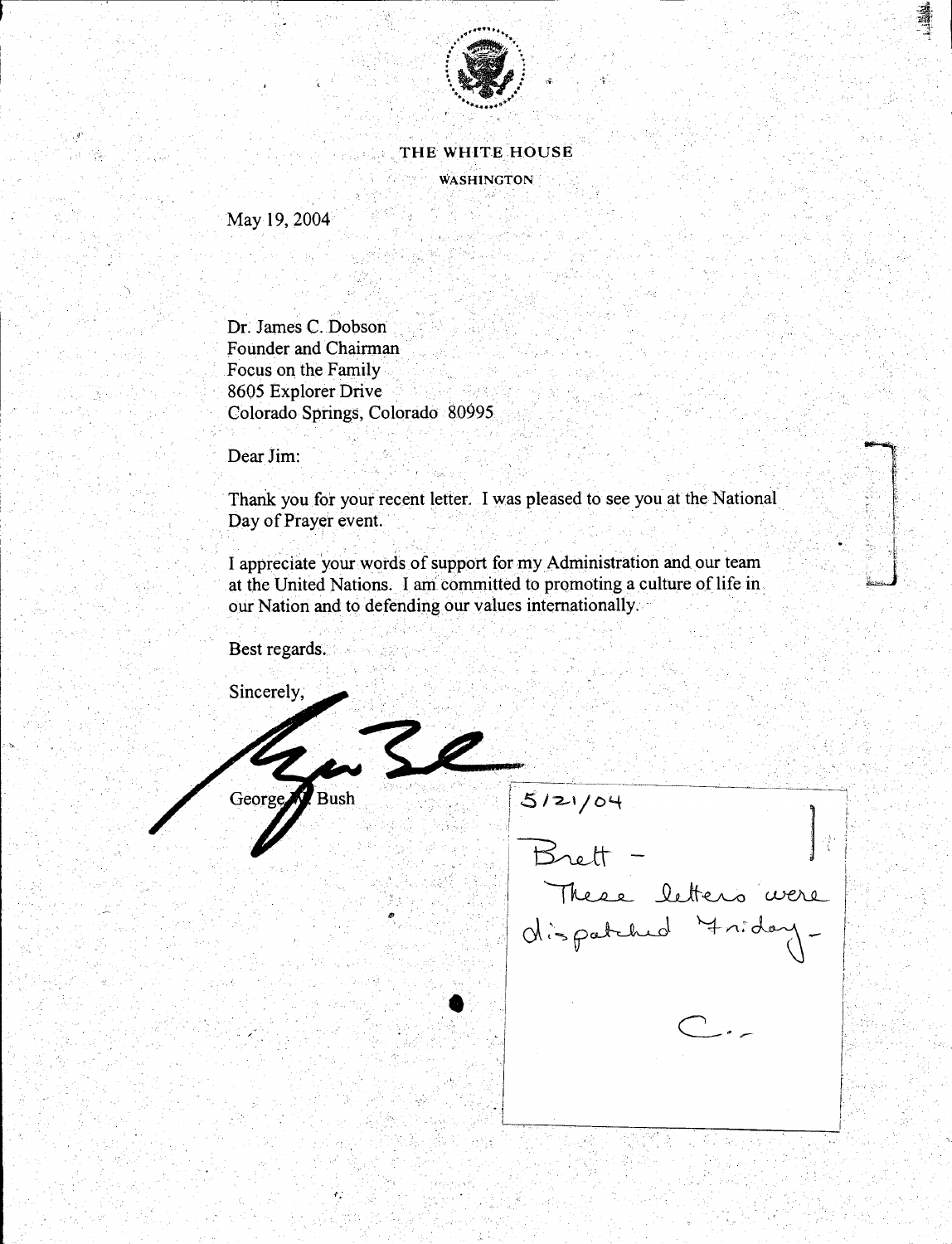THE WHITE HOUSE

WASHINGTON

May 19, 2004

Dr. James C. Dobson
Founder and Chairman
Focus on the Family
8605 Explorer Drive
Colorado Springs, Colorado 80995

Dear Jim:

Thank you for your recent letter. I was pleased to see you at the National Day of Prayer event.

I appreciate your words of support for my Administration and our team at the United Nations. I am committed to promoting a culture of life in our Nation and to defending our values internationally.

Best regards.

Sincerely,

George W. Bush

5/21/04

Brett -
These letters were dispatched Friday -

C.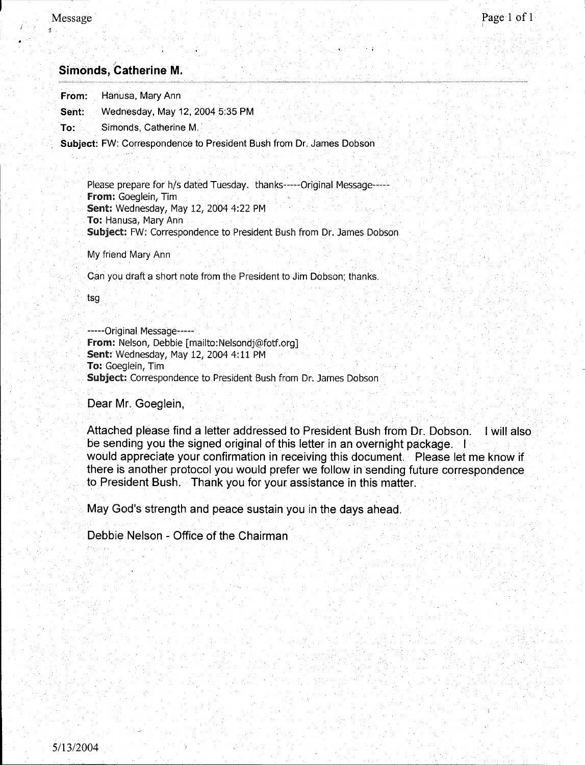## Simonds, Catherine M.

**From:** Hanusa, Mary Ann

**Sent:** Wednesday, May 12, 2004 5:35 PM

**To:** Simonds, Catherine M.

**Subject:** FW: Correspondence to President Bush from Dr. James Dobson

Please prepare for h/s dated Tuesday. thanks-----Original Message-----
**From:** Goeglein, Tim
**Sent:** Wednesday, May 12, 2004 4:22 PM
**To:** Hanusa, Mary Ann
**Subject:** FW: Correspondence to President Bush from Dr. James Dobson

My friend Mary Ann

Can you draft a short note from the President to Jim Dobson; thanks.

tsg

-----Original Message-----
**From:** Nelson, Debbie [mailto:Nelsondj@fotf.org]
**Sent:** Wednesday, May 12, 2004 4:11 PM
**To:** Goeglein, Tim
**Subject:** Correspondence to President Bush from Dr. James Dobson

Dear Mr. Goeglein,

Attached please find a letter addressed to President Bush from Dr. Dobson. I will also be sending you the signed original of this letter in an overnight package. I would appreciate your confirmation in receiving this document. Please let me know if there is another protocol you would prefer we follow in sending future correspondence to President Bush. Thank you for your assistance in this matter.

May God's strength and peace sustain you in the days ahead.

Debbie Nelson - Office of the Chairman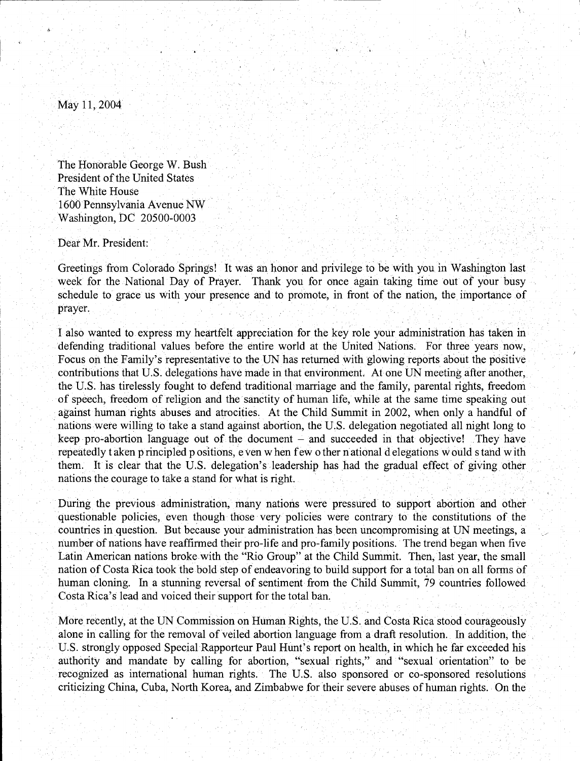May 11, 2004

The Honorable George W. Bush
President of the United States
The White House
1600 Pennsylvania Avenue NW
Washington, DC 20500-0003

Dear Mr. President:

Greetings from Colorado Springs! It was an honor and privilege to be with you in Washington last week for the National Day of Prayer. Thank you for once again taking time out of your busy schedule to grace us with your presence and to promote, in front of the nation, the importance of prayer.

I also wanted to express my heartfelt appreciation for the key role your administration has taken in defending traditional values before the entire world at the United Nations. For three years now, Focus on the Family's representative to the UN has returned with glowing reports about the positive contributions that U.S. delegations have made in that environment. At one UN meeting after another, the U.S. has tirelessly fought to defend traditional marriage and the family, parental rights, freedom of speech, freedom of religion and the sanctity of human life, while at the same time speaking out against human rights abuses and atrocities. At the Child Summit in 2002, when only a handful of nations were willing to take a stand against abortion, the U.S. delegation negotiated all night long to keep pro-abortion language out of the document – and succeeded in that objective! They have repeatedly taken principled positions, even when few other national delegations would stand with them. It is clear that the U.S. delegation's leadership has had the gradual effect of giving other nations the courage to take a stand for what is right.

During the previous administration, many nations were pressured to support abortion and other questionable policies, even though those very policies were contrary to the constitutions of the countries in question. But because your administration has been uncompromising at UN meetings, a number of nations have reaffirmed their pro-life and pro-family positions. The trend began when five Latin American nations broke with the "Rio Group" at the Child Summit. Then, last year, the small nation of Costa Rica took the bold step of endeavoring to build support for a total ban on all forms of human cloning. In a stunning reversal of sentiment from the Child Summit, 79 countries followed Costa Rica's lead and voiced their support for the total ban.

More recently, at the UN Commission on Human Rights, the U.S. and Costa Rica stood courageously alone in calling for the removal of veiled abortion language from a draft resolution. In addition, the U.S. strongly opposed Special Rapporteur Paul Hunt's report on health, in which he far exceeded his authority and mandate by calling for abortion, "sexual rights," and "sexual orientation" to be recognized as international human rights. The U.S. also sponsored or co-sponsored resolutions criticizing China, Cuba, North Korea, and Zimbabwe for their severe abuses of human rights. On the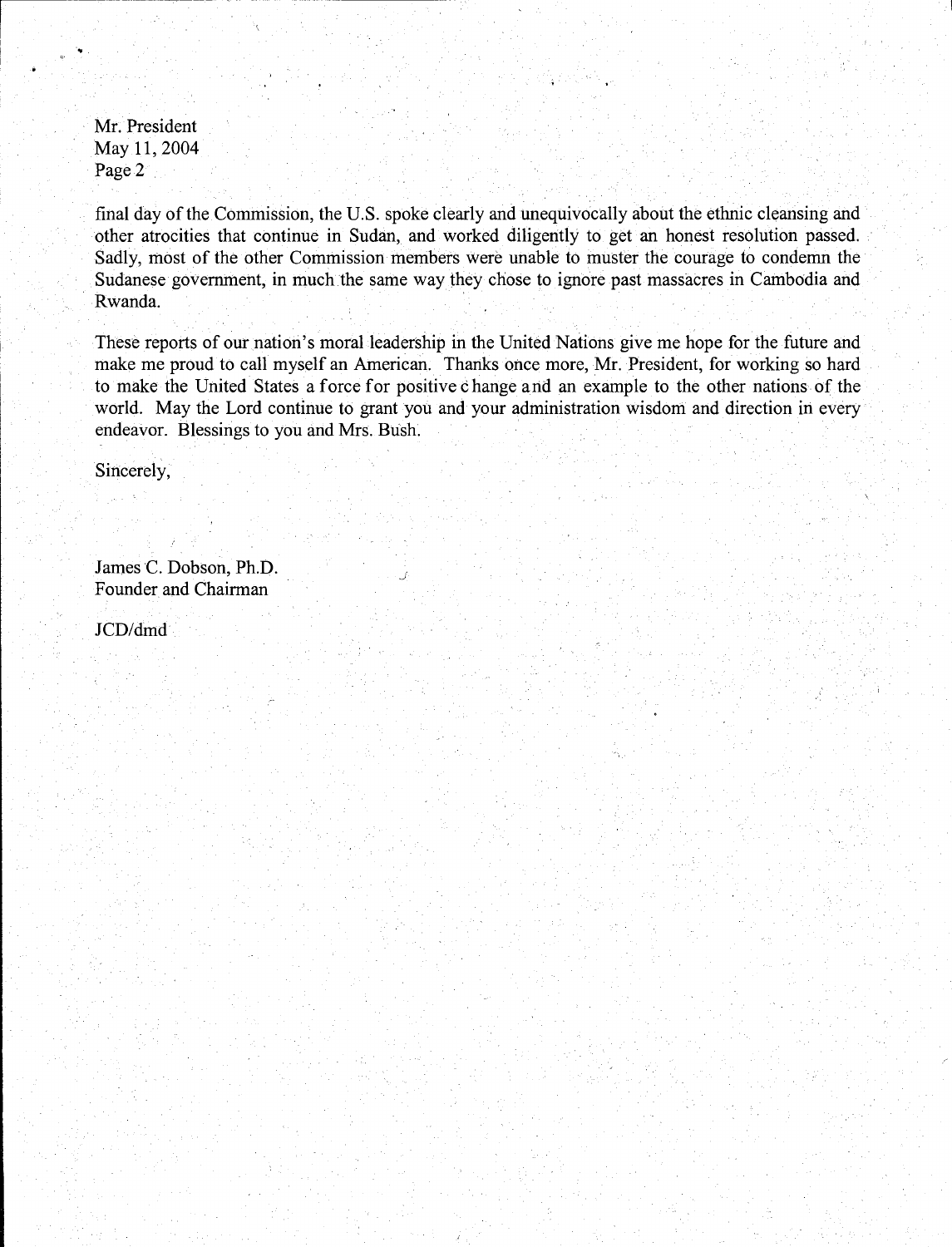final day of the Commission, the U.S. spoke clearly and unequivocally about the ethnic cleansing and other atrocities that continue in Sudan, and worked diligently to get an honest resolution passed. Sadly, most of the other Commission members were unable to muster the courage to condemn the Sudanese government, in much the same way they chose to ignore past massacres in Cambodia and Rwanda.

These reports of our nation's moral leadership in the United Nations give me hope for the future and make me proud to call myself an American. Thanks once more, Mr. President, for working so hard to make the United States a force for positive change and an example to the other nations of the world. May the Lord continue to grant you and your administration wisdom and direction in every endeavor. Blessings to you and Mrs. Bush.

Sincerely,

James C. Dobson, Ph.D.
Founder and Chairman

JCD/dmd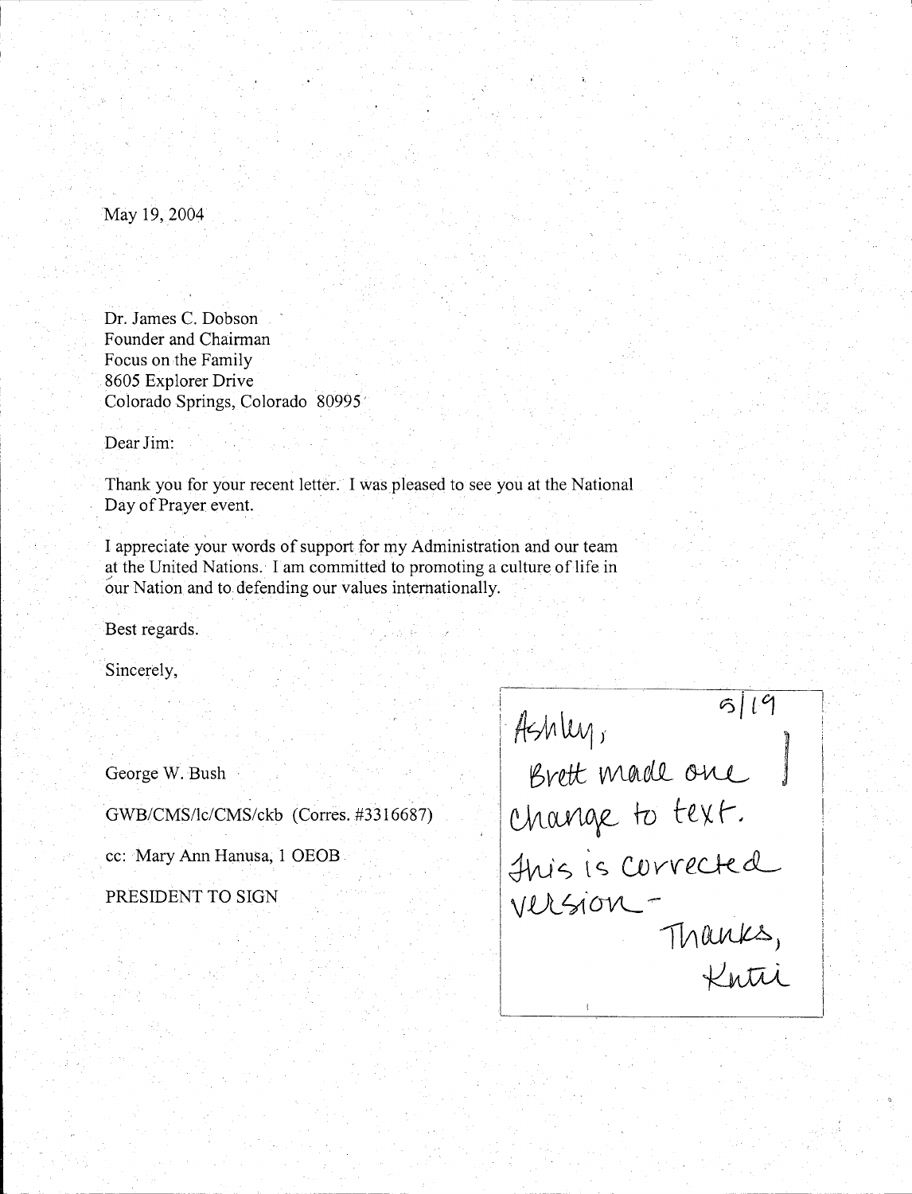May 19, 2004

Dr. James C. Dobson
Founder and Chairman
Focus on the Family
8605 Explorer Drive
Colorado Springs, Colorado 80995

Dear Jim:

Thank you for your recent letter. I was pleased to see you at the National Day of Prayer event.

I appreciate your words of support for my Administration and our team at the United Nations. I am committed to promoting a culture of life in our Nation and to defending our values internationally.

Best regards.

Sincerely,

George W. Bush

GWB/CMS/lc/CMS/ckb (Corres. #3316687)

cc: Mary Ann Hanusa, 1 OEOB

PRESIDENT TO SIGN

5/19
Ashley,
Brett made one change to text.
This is corrected version -
Thanks,
Katie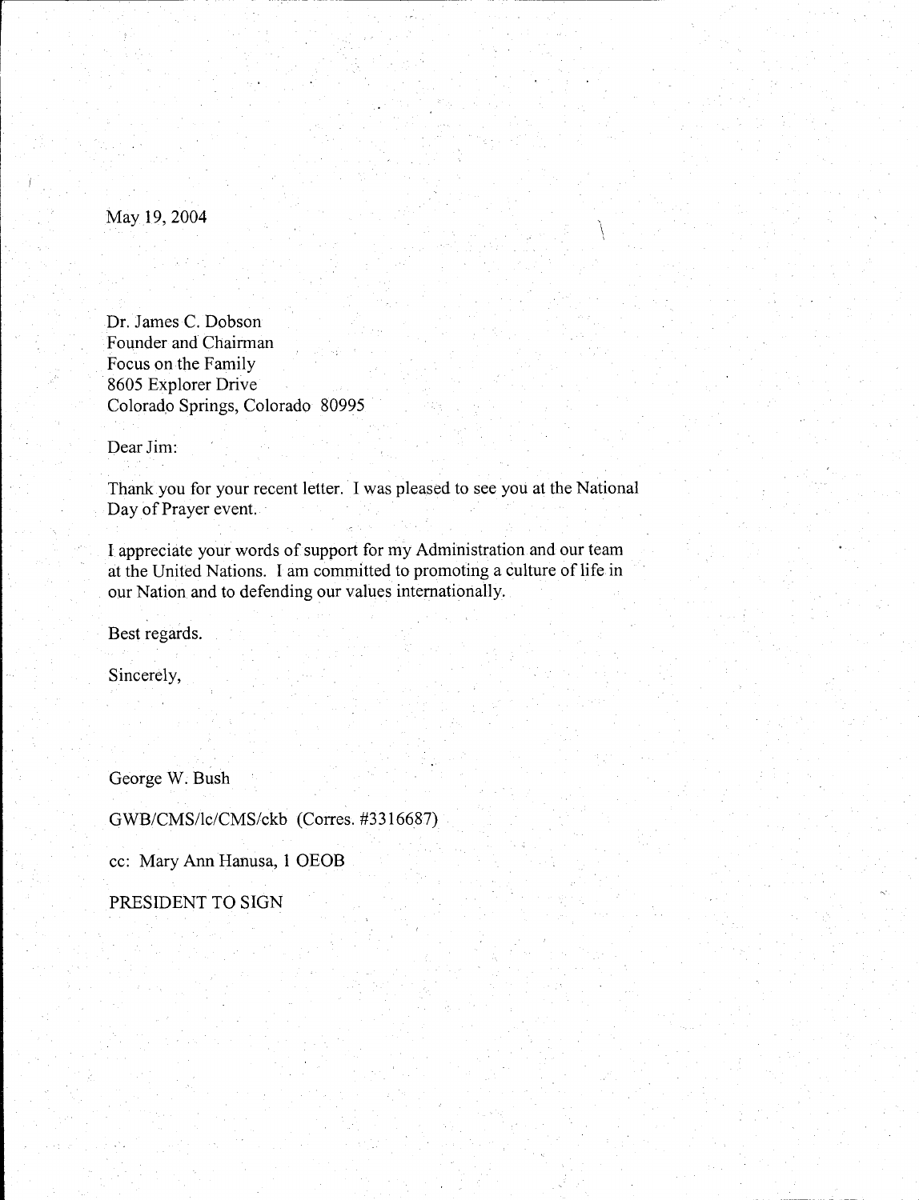May 19, 2004

Dr. James C. Dobson  
Founder and Chairman  
Focus on the Family  
8605 Explorer Drive  
Colorado Springs, Colorado 80995

Dear Jim:

Thank you for your recent letter. I was pleased to see you at the National Day of Prayer event.

I appreciate your words of support for my Administration and our team at the United Nations. I am committed to promoting a culture of life in our Nation and to defending our values internationally.

Best regards.

Sincerely,

George W. Bush

GWB/CMS/lc/CMS/ckb (Corres. #3316687)

cc: Mary Ann Hanusa, 1 OEOB

PRESIDENT TO SIGN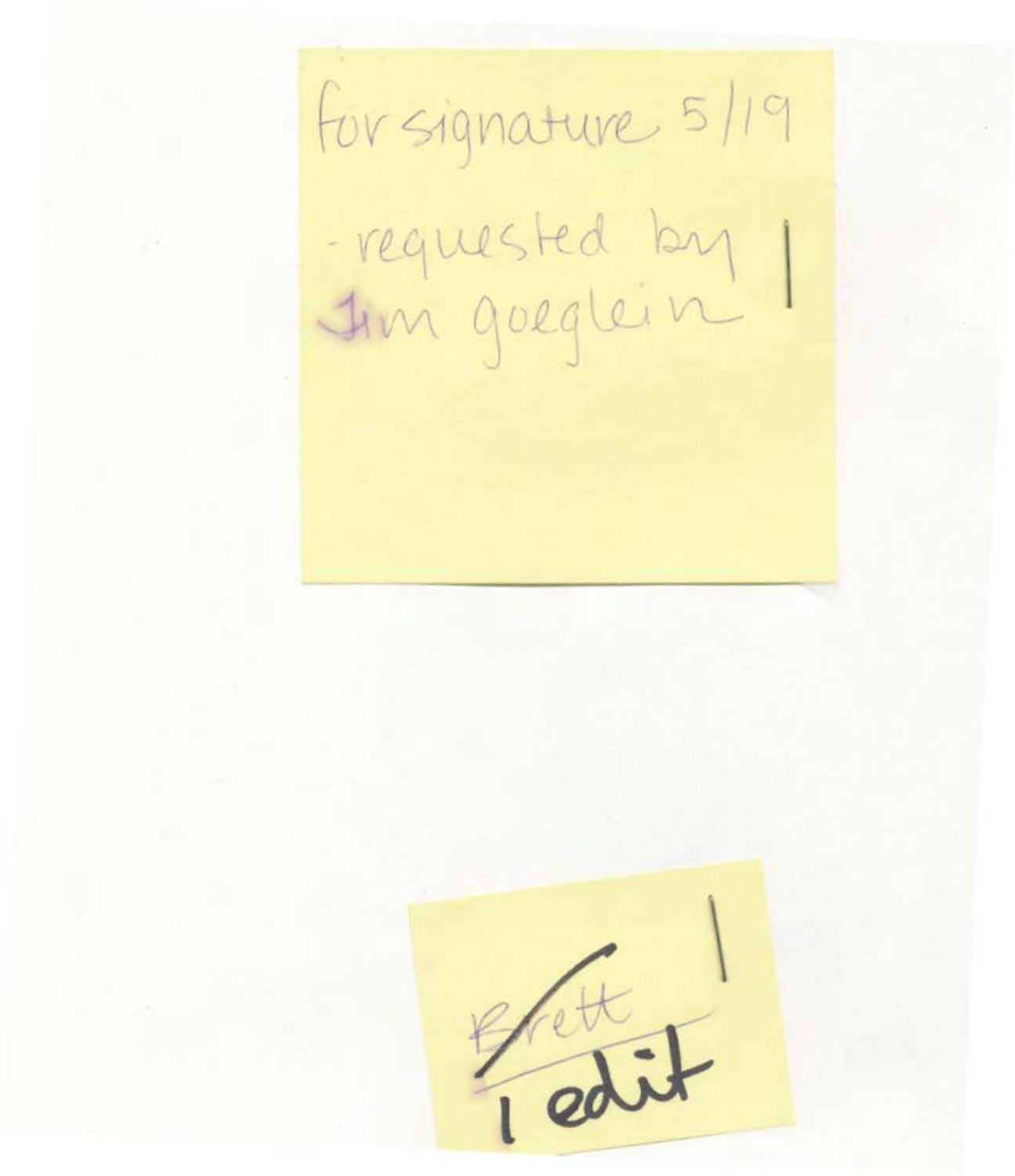for signature 5/19

- requested by Jim goeglein

~~Brett~~

1 edit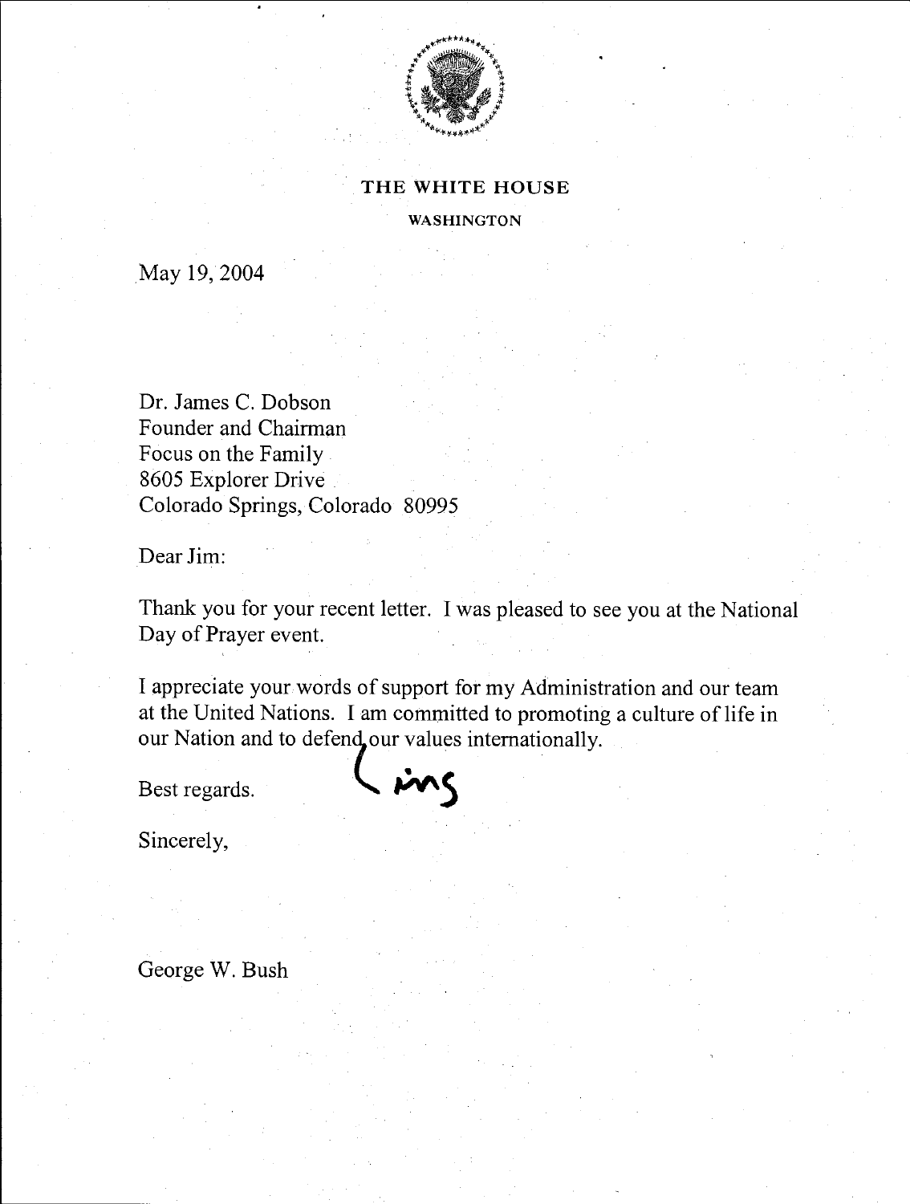THE WHITE HOUSE

WASHINGTON

May 19, 2004

Dr. James C. Dobson
Founder and Chairman
Focus on the Family
8605 Explorer Drive
Colorado Springs, Colorado 80995

Dear Jim:

Thank you for your recent letter. I was pleased to see you at the National Day of Prayer event.

I appreciate your words of support for my Administration and our team at the United Nations. I am committed to promoting a culture of life in our Nation and to defend our values internationally.

Best regards.

Sincerely,

George W. Bush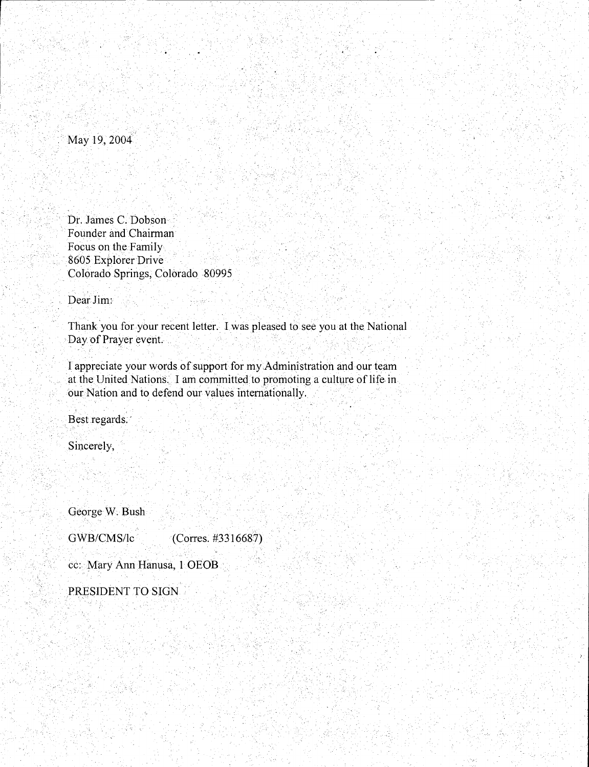May 19, 2004

Dr. James C. Dobson
Founder and Chairman
Focus on the Family
8605 Explorer Drive
Colorado Springs, Colorado 80995

Dear Jim:

Thank you for your recent letter. I was pleased to see you at the National Day of Prayer event.

I appreciate your words of support for my Administration and our team at the United Nations. I am committed to promoting a culture of life in our Nation and to defend our values internationally.

Best regards.

Sincerely,

George W. Bush

GWB/CMS/lc (Corres. #3316687)

cc: Mary Ann Hanusa, 1 OEOB

PRESIDENT TO SIGN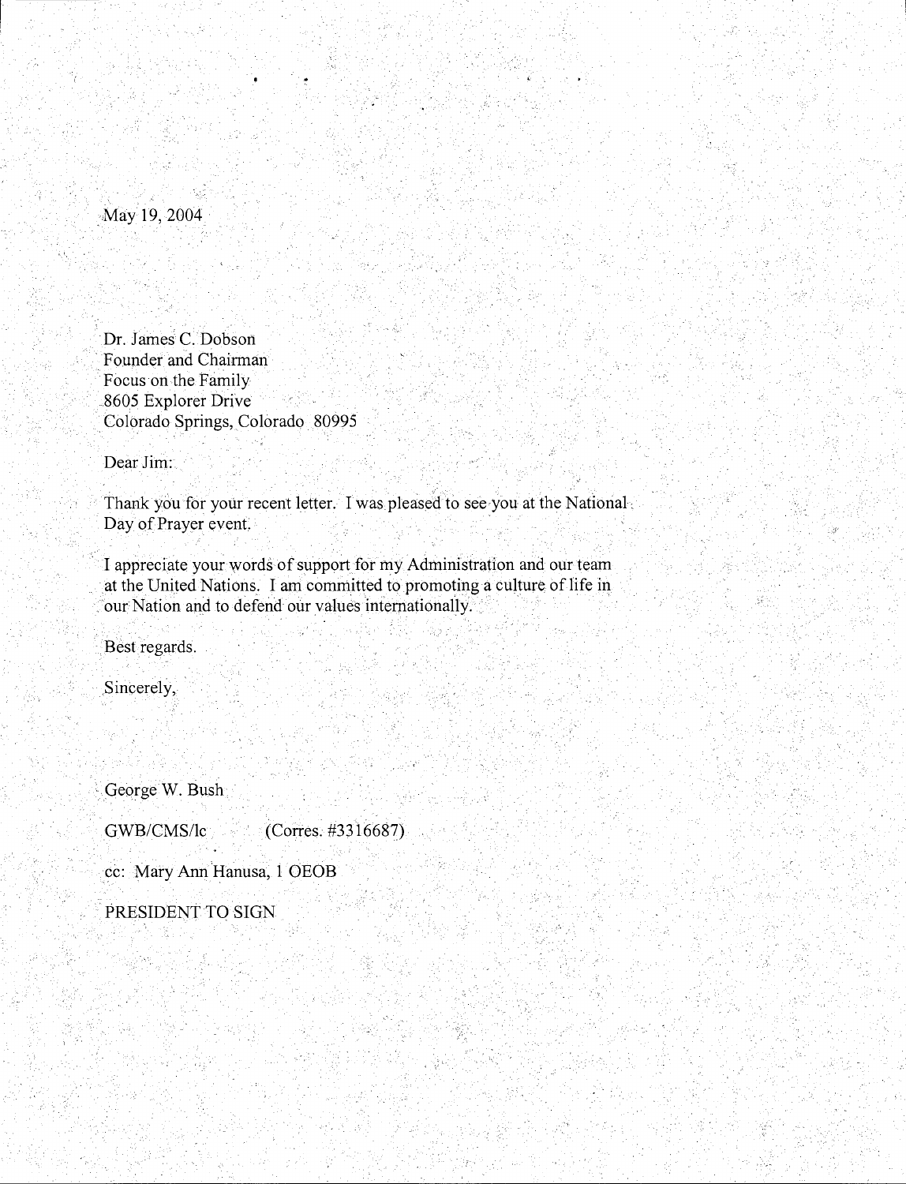May 19, 2004

Dr. James C. Dobson
Founder and Chairman
Focus on the Family
8605 Explorer Drive
Colorado Springs, Colorado 80995

Dear Jim:

Thank you for your recent letter. I was pleased to see you at the National Day of Prayer event.

I appreciate your words of support for my Administration and our team at the United Nations. I am committed to promoting a culture of life in our Nation and to defend our values internationally.

Best regards.

Sincerely,

George W. Bush

GWB/CMS/lc (Corres. #3316687)

cc: Mary Ann Hanusa, 1 OEOB

PRESIDENT TO SIGN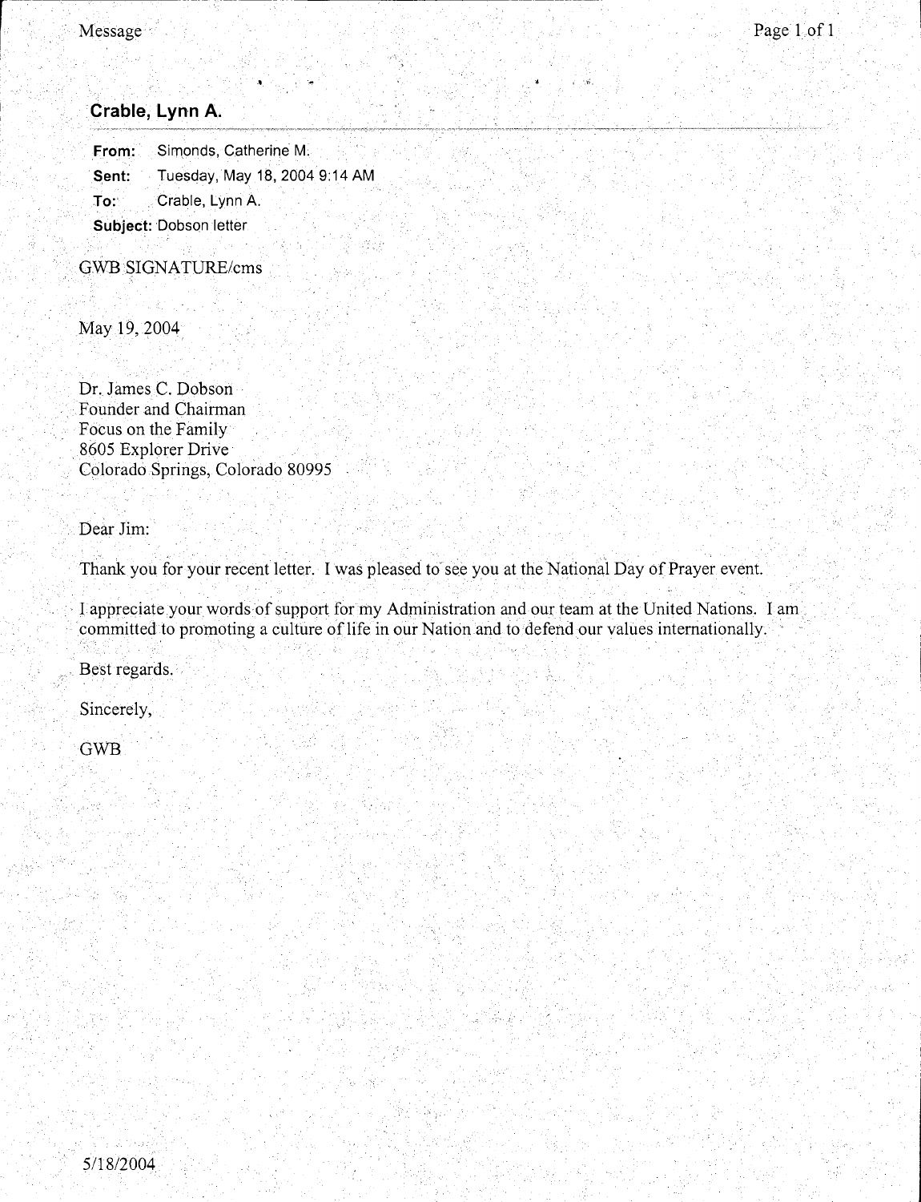**Crable, Lynn A.**

**From:** Simonds, Catherine M.
**Sent:** Tuesday, May 18, 2004 9:14 AM
**To:** Crable, Lynn A.
**Subject:** Dobson letter

GWB SIGNATURE/cms

May 19, 2004

Dr. James C. Dobson
Founder and Chairman
Focus on the Family
8605 Explorer Drive
Colorado Springs, Colorado 80995

Dear Jim:

Thank you for your recent letter. I was pleased to see you at the National Day of Prayer event.

I appreciate your words of support for my Administration and our team at the United Nations. I am committed to promoting a culture of life in our Nation and to defend our values internationally.

Best regards.

Sincerely,

GWB